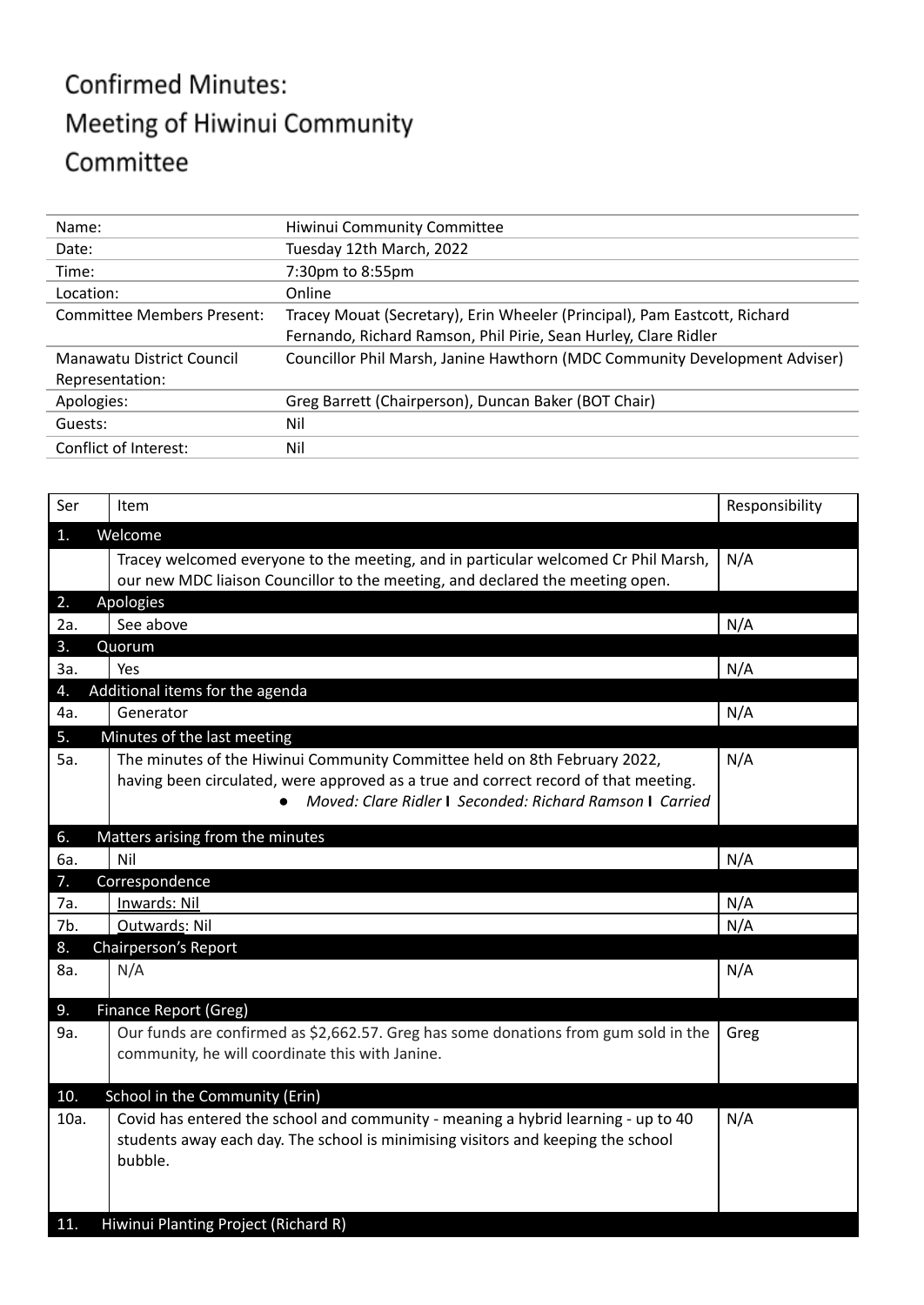# Confirmed Minutes: Meeting of Hiwinui Community Committee

| | |
|---|---|
| Name: | Hiwinui Community Committee |
| Date: | Tuesday 12th March, 2022 |
| Time: | 7:30pm to 8:55pm |
| Location: | Online |
| Committee Members Present: | Tracey Mouat (Secretary), Erin Wheeler (Principal), Pam Eastcott, Richard Fernando, Richard Ramson, Phil Pirie, Sean Hurley, Clare Ridler |
| Manawatu District Council Representation: | Councillor Phil Marsh, Janine Hawthorn (MDC Community Development Adviser) |
| Apologies: | Greg Barrett (Chairperson), Duncan Baker (BOT Chair) |
| Guests: | Nil |
| Conflict of Interest: | Nil |

| Ser | Item | Responsibility |
|---|---|---|
| **1.** | **Welcome** | |
| | Tracey welcomed everyone to the meeting, and in particular welcomed Cr Phil Marsh, our new MDC liaison Councillor to the meeting, and declared the meeting open. | N/A |
| **2.** | **Apologies** | |
| 2a. | See above | N/A |
| **3.** | **Quorum** | |
| 3a. | Yes | N/A |
| **4.** | **Additional items for the agenda** | |
| 4a. | Generator | N/A |
| **5.** | **Minutes of the last meeting** | |
| 5a. | The minutes of the Hiwinui Community Committee held on 8th February 2022, having been circulated, were approved as a true and correct record of that meeting. <br> ● *Moved: Clare Ridler* **I** *Seconded: Richard Ramson* **I** *Carried* | N/A |
| **6.** | **Matters arising from the minutes** | |
| 6a. | Nil | N/A |
| **7.** | **Correspondence** | |
| 7a. | Inwards: Nil | N/A |
| 7b. | Outwards: Nil | N/A |
| **8.** | **Chairperson's Report** | |
| 8a. | N/A | N/A |
| **9.** | **Finance Report (Greg)** | |
| 9a. | Our funds are confirmed as $2,662.57. Greg has some donations from gum sold in the community, he will coordinate this with Janine. | Greg |
| **10.** | **School in the Community (Erin)** | |
| 10a. | Covid has entered the school and community - meaning a hybrid learning - up to 40 students away each day. The school is minimising visitors and keeping the school bubble. | N/A |
| **11.** | **Hiwinui Planting Project (Richard R)** | |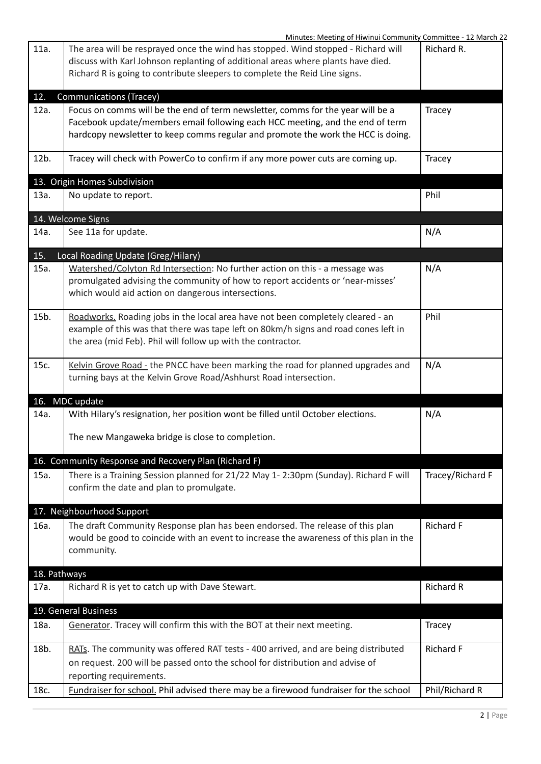| | | |
|---|---|---|
| 11a. | The area will be resprayed once the wind has stopped. Wind stopped - Richard will discuss with Karl Johnson replanting of additional areas where plants have died. Richard R is going to contribute sleepers to complete the Reid Line signs. | Richard R. |
| **12. Communications (Tracey)** | | |
| 12a. | Focus on comms will be the end of term newsletter, comms for the year will be a Facebook update/members email following each HCC meeting, and the end of term hardcopy newsletter to keep comms regular and promote the work the HCC is doing. | Tracey |
| 12b. | Tracey will check with PowerCo to confirm if any more power cuts are coming up. | Tracey |
| **13. Origin Homes Subdivision** | | |
| 13a. | No update to report. | Phil |
| **14. Welcome Signs** | | |
| 14a. | See 11a for update. | N/A |
| **15. Local Roading Update (Greg/Hilary)** | | |
| 15a. | <u>Watershed/Colyton Rd Intersection</u>: No further action on this - a message was promulgated advising the community of how to report accidents or 'near-misses' which would aid action on dangerous intersections. | N/A |
| 15b. | <u>Roadworks.</u> Roading jobs in the local area have not been completely cleared - an example of this was that there was tape left on 80km/h signs and road cones left in the area (mid Feb). Phil will follow up with the contractor. | Phil |
| 15c. | <u>Kelvin Grove Road -</u> the PNCC have been marking the road for planned upgrades and turning bays at the Kelvin Grove Road/Ashhurst Road intersection. | N/A |
| **16. MDC update** | | |
| 14a. | With Hilary's resignation, her position wont be filled until October elections.<br><br>The new Mangaweka bridge is close to completion. | N/A |
| **16. Community Response and Recovery Plan (Richard F)** | | |
| 15a. | There is a Training Session planned for 21/22 May 1- 2:30pm (Sunday). Richard F will confirm the date and plan to promulgate. | Tracey/Richard F |
| **17. Neighbourhood Support** | | |
| 16a. | The draft Community Response plan has been endorsed. The release of this plan would be good to coincide with an event to increase the awareness of this plan in the community. | Richard F |
| **18. Pathways** | | |
| 17a. | Richard R is yet to catch up with Dave Stewart. | Richard R |
| **19. General Business** | | |
| 18a. | <u>Generator</u>. Tracey will confirm this with the BOT at their next meeting. | Tracey |
| 18b. | <u>RATs</u>. The community was offered RAT tests - 400 arrived, and are being distributed on request. 200 will be passed onto the school for distribution and advise of reporting requirements. | Richard F |
| 18c. | <u>Fundraiser for school.</u> Phil advised there may be a firewood fundraiser for the school | Phil/Richard R |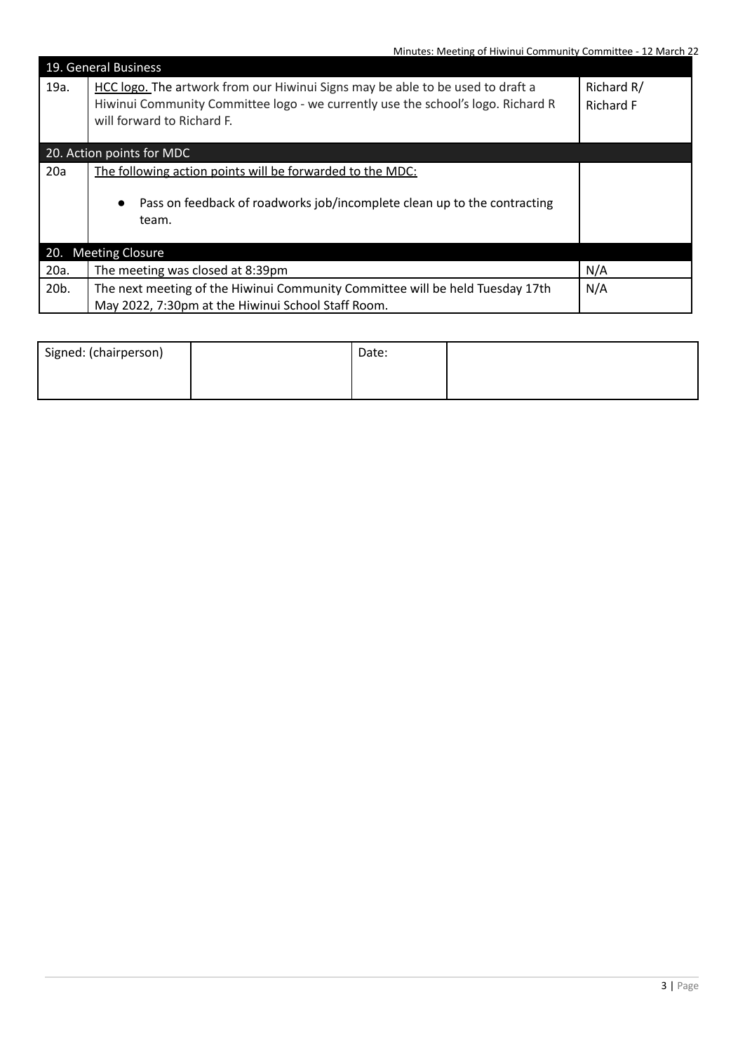| 19. General Business | | |
|---|---|---|
| 19a. | HCC logo. The artwork from our Hiwinui Signs may be able to be used to draft a Hiwinui Community Committee logo - we currently use the school's logo. Richard R will forward to Richard F. | Richard R/ Richard F |
| **20. Action points for MDC** | | |
| 20a | The following action points will be forwarded to the MDC:<br><br>• Pass on feedback of roadworks job/incomplete clean up to the contracting team. | |
| **20. Meeting Closure** | | |
| 20a. | The meeting was closed at 8:39pm | N/A |
| 20b. | The next meeting of the Hiwinui Community Committee will be held Tuesday 17th May 2022, 7:30pm at the Hiwinui School Staff Room. | N/A |

| | | | |
|---|---|---|---|
| Signed: (chairperson) | | Date: | |